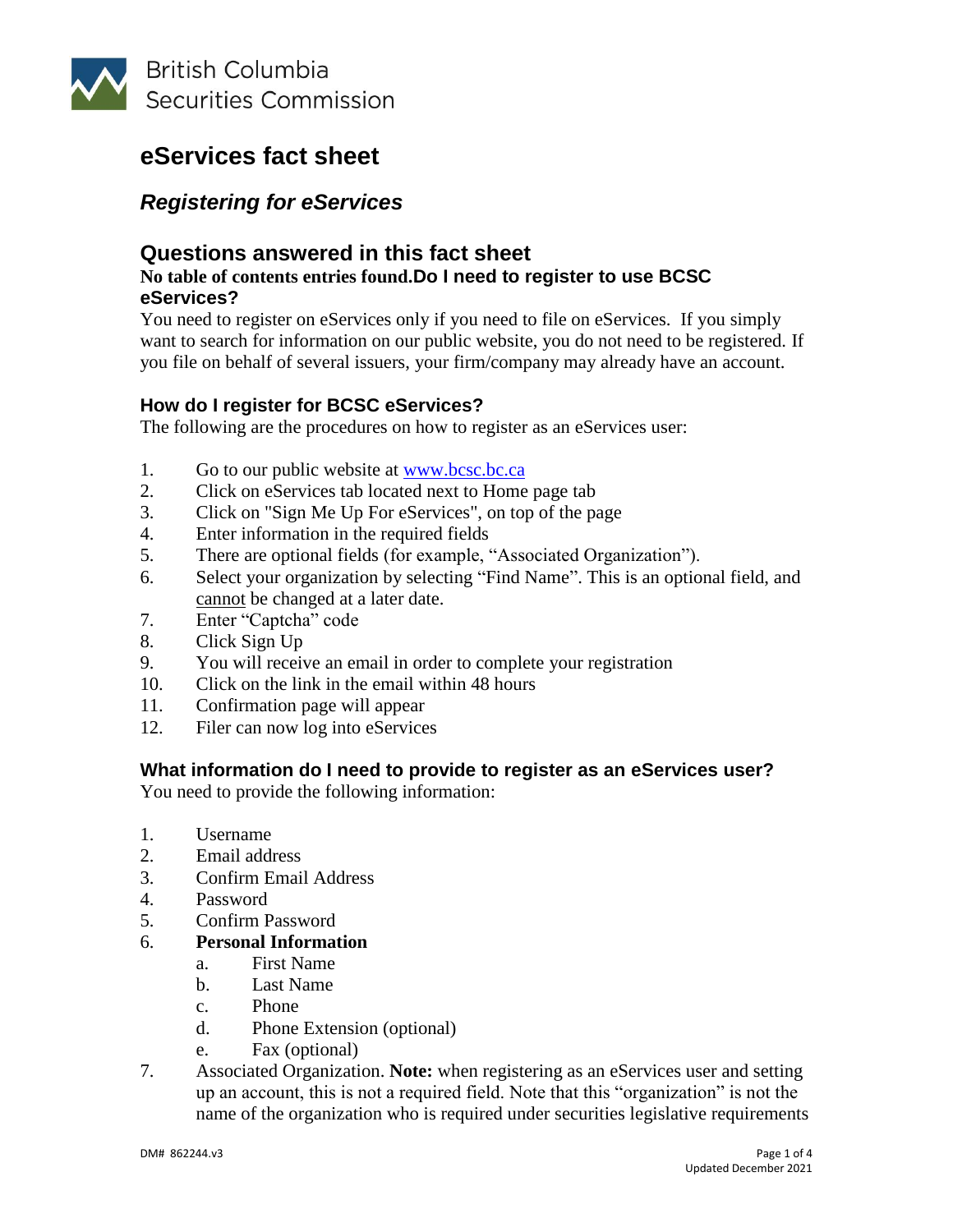British Columbia Securities Commission

# eServices fact sheet

## *Registering for eServices*

## Questions answered in this fact sheet

**No table of contents entries found.**

### Do I need to register to use BCSC eServices?

You need to register on eServices only if you need to file on eServices. If you simply want to search for information on our public website, you do not need to be registered. If you file on behalf of several issuers, your firm/company may already have an account.

### How do I register for BCSC eServices?

The following are the procedures on how to register as an eServices user:

1. Go to our public website at [www.bcsc.bc.ca](www.bcsc.bc.ca)
2. Click on eServices tab located next to Home page tab
3. Click on "Sign Me Up For eServices", on top of the page
4. Enter information in the required fields
5. There are optional fields (for example, "Associated Organization").
6. Select your organization by selecting "Find Name". This is an optional field, and cannot be changed at a later date.
7. Enter "Captcha" code
8. Click Sign Up
9. You will receive an email in order to complete your registration
10. Click on the link in the email within 48 hours
11. Confirmation page will appear
12. Filer can now log into eServices

### What information do I need to provide to register as an eServices user?

You need to provide the following information:

1. Username
2. Email address
3. Confirm Email Address
4. Password
5. Confirm Password
6. **Personal Information**
   a. First Name
   b. Last Name
   c. Phone
   d. Phone Extension (optional)
   e. Fax (optional)
7. Associated Organization. **Note:** when registering as an eServices user and setting up an account, this is not a required field. Note that this "organization" is not the name of the organization who is required under securities legislative requirements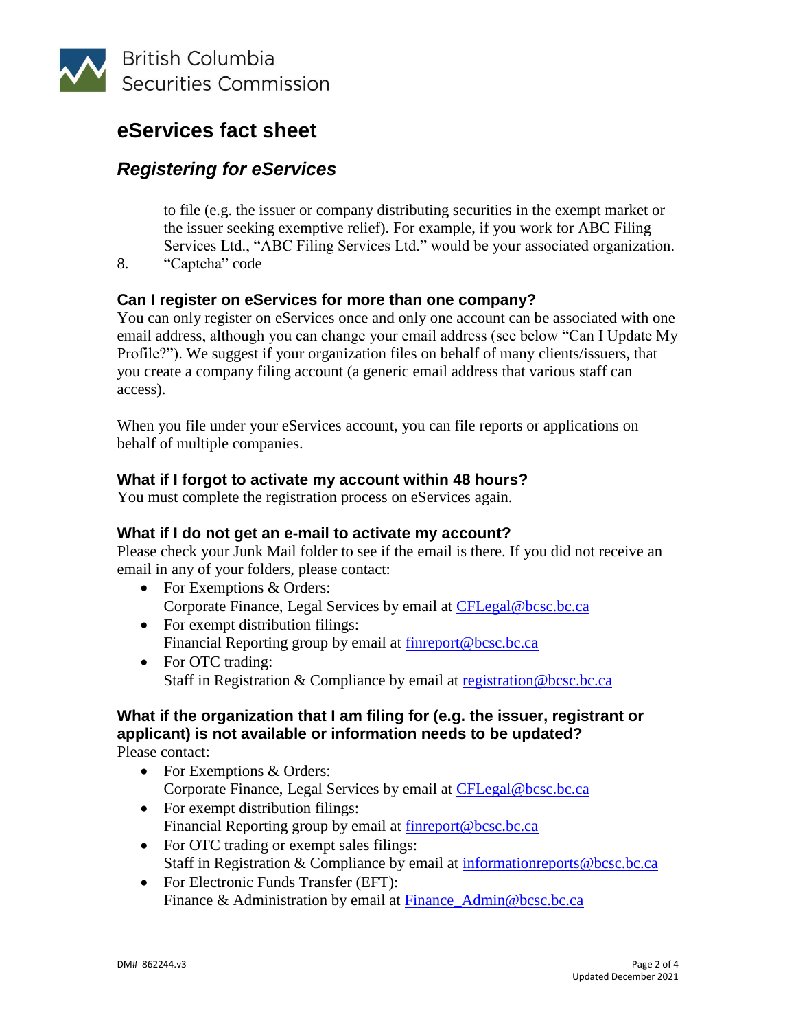# eServices fact sheet

## *Registering for eServices*

to file (e.g. the issuer or company distributing securities in the exempt market or the issuer seeking exemptive relief). For example, if you work for ABC Filing Services Ltd., "ABC Filing Services Ltd." would be your associated organization.

8. "Captcha" code

### Can I register on eServices for more than one company?

You can only register on eServices once and only one account can be associated with one email address, although you can change your email address (see below "Can I Update My Profile?"). We suggest if your organization files on behalf of many clients/issuers, that you create a company filing account (a generic email address that various staff can access).

When you file under your eServices account, you can file reports or applications on behalf of multiple companies.

### What if I forgot to activate my account within 48 hours?

You must complete the registration process on eServices again.

### What if I do not get an e-mail to activate my account?

Please check your Junk Mail folder to see if the email is there. If you did not receive an email in any of your folders, please contact:

- For Exemptions & Orders:
  Corporate Finance, Legal Services by email at CFLegal@bcsc.bc.ca
- For exempt distribution filings:
  Financial Reporting group by email at finreport@bcsc.bc.ca
- For OTC trading:
  Staff in Registration & Compliance by email at registration@bcsc.bc.ca

### What if the organization that I am filing for (e.g. the issuer, registrant or applicant) is not available or information needs to be updated?

Please contact:

- For Exemptions & Orders:
  Corporate Finance, Legal Services by email at CFLegal@bcsc.bc.ca
- For exempt distribution filings:
  Financial Reporting group by email at finreport@bcsc.bc.ca
- For OTC trading or exempt sales filings:
  Staff in Registration & Compliance by email at informationreports@bcsc.bc.ca
- For Electronic Funds Transfer (EFT):
  Finance & Administration by email at Finance_Admin@bcsc.bc.ca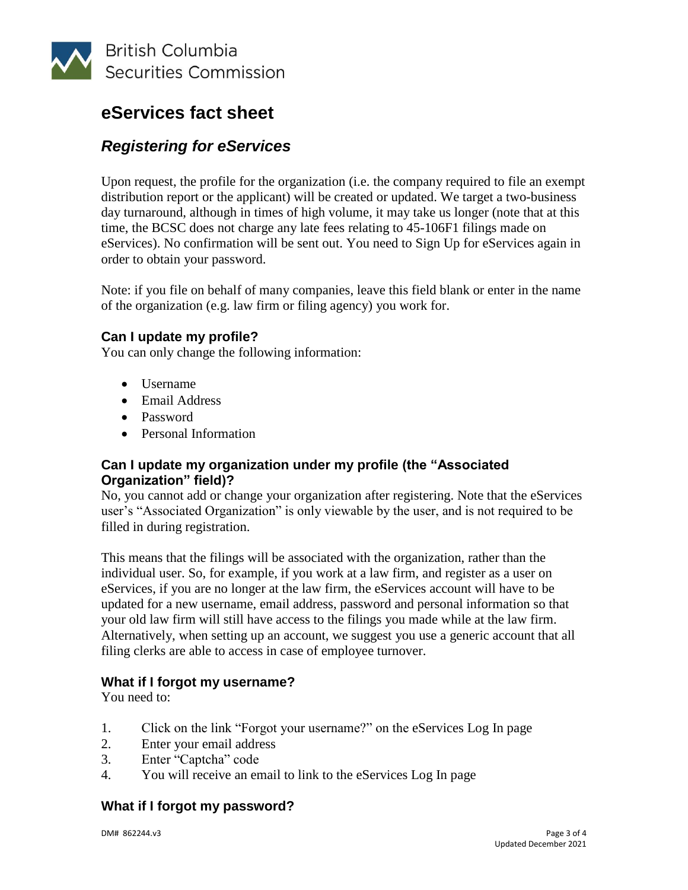# eServices fact sheet

## *Registering for eServices*

Upon request, the profile for the organization (i.e. the company required to file an exempt distribution report or the applicant) will be created or updated. We target a two-business day turnaround, although in times of high volume, it may take us longer (note that at this time, the BCSC does not charge any late fees relating to 45-106F1 filings made on eServices). No confirmation will be sent out. You need to Sign Up for eServices again in order to obtain your password.

Note: if you file on behalf of many companies, leave this field blank or enter in the name of the organization (e.g. law firm or filing agency) you work for.

### Can I update my profile?

You can only change the following information:

- Username
- Email Address
- Password
- Personal Information

### Can I update my organization under my profile (the "Associated Organization" field)?

No, you cannot add or change your organization after registering. Note that the eServices user's "Associated Organization" is only viewable by the user, and is not required to be filled in during registration.

This means that the filings will be associated with the organization, rather than the individual user. So, for example, if you work at a law firm, and register as a user on eServices, if you are no longer at the law firm, the eServices account will have to be updated for a new username, email address, password and personal information so that your old law firm will still have access to the filings you made while at the law firm. Alternatively, when setting up an account, we suggest you use a generic account that all filing clerks are able to access in case of employee turnover.

### What if I forgot my username?

You need to:

1. Click on the link "Forgot your username?" on the eServices Log In page
2. Enter your email address
3. Enter "Captcha" code
4. You will receive an email to link to the eServices Log In page

### What if I forgot my password?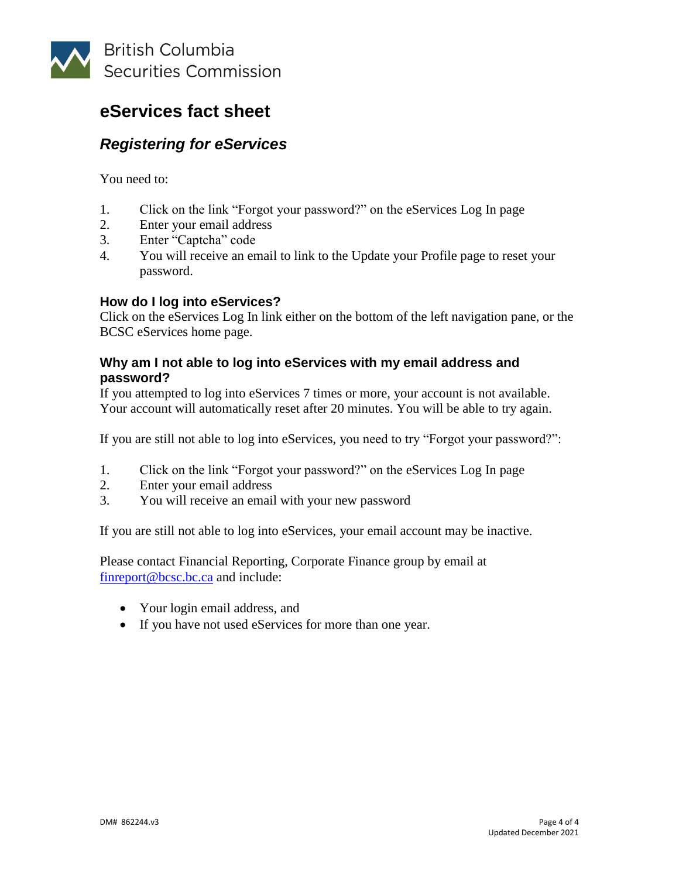British Columbia Securities Commission

# eServices fact sheet

## *Registering for eServices*

You need to:

1. Click on the link "Forgot your password?" on the eServices Log In page
2. Enter your email address
3. Enter "Captcha" code
4. You will receive an email to link to the Update your Profile page to reset your password.

### How do I log into eServices?

Click on the eServices Log In link either on the bottom of the left navigation pane, or the BCSC eServices home page.

### Why am I not able to log into eServices with my email address and password?

If you attempted to log into eServices 7 times or more, your account is not available. Your account will automatically reset after 20 minutes. You will be able to try again.

If you are still not able to log into eServices, you need to try "Forgot your password?":

1. Click on the link "Forgot your password?" on the eServices Log In page
2. Enter your email address
3. You will receive an email with your new password

If you are still not able to log into eServices, your email account may be inactive.

Please contact Financial Reporting, Corporate Finance group by email at [finreport@bcsc.bc.ca](mailto:finreport@bcsc.bc.ca) and include:

- Your login email address, and
- If you have not used eServices for more than one year.